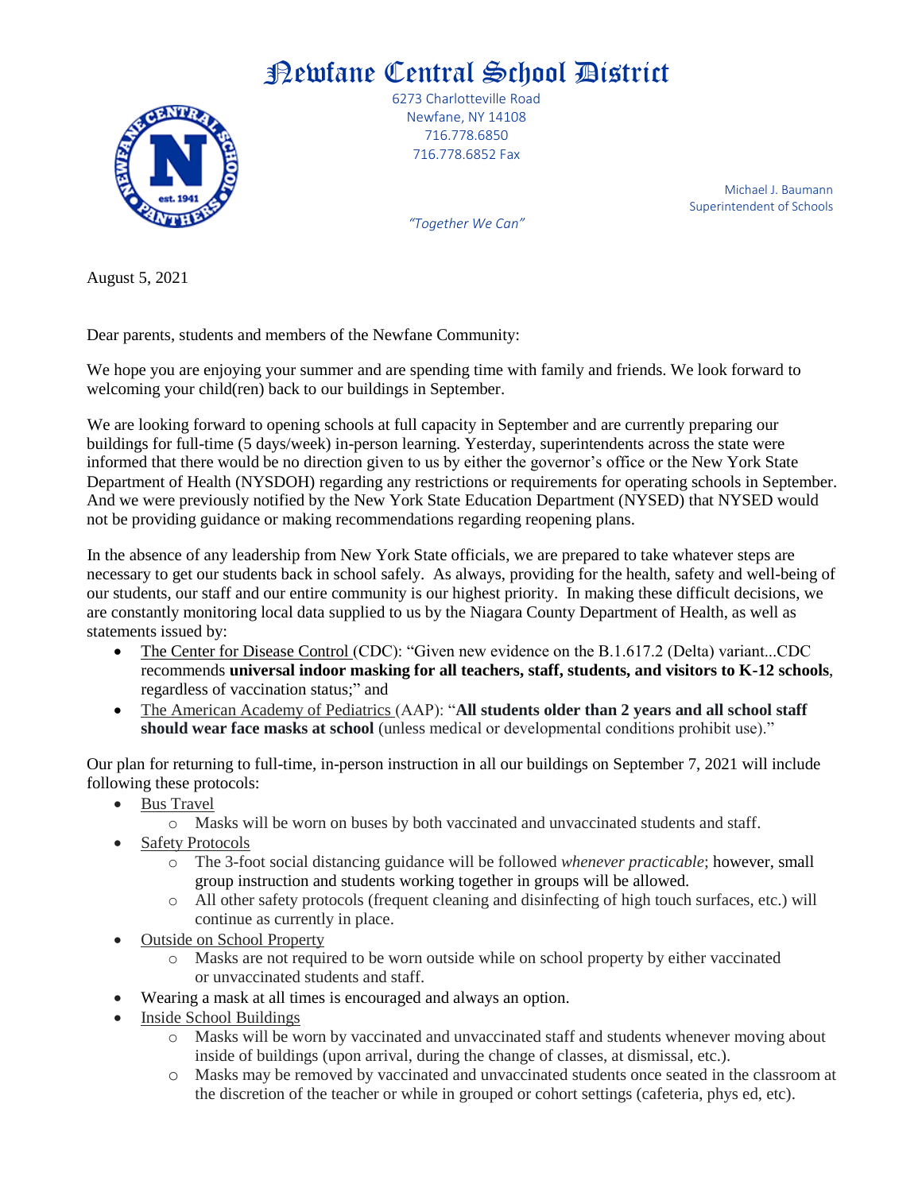# Newfane Central School District

6273 Charlotteville Road
Newfane, NY 14108
716.778.6850
716.778.6852 Fax

Michael J. Baumann
Superintendent of Schools

*"Together We Can"*

August 5, 2021

Dear parents, students and members of the Newfane Community:

We hope you are enjoying your summer and are spending time with family and friends. We look forward to welcoming your child(ren) back to our buildings in September.

We are looking forward to opening schools at full capacity in September and are currently preparing our buildings for full-time (5 days/week) in-person learning. Yesterday, superintendents across the state were informed that there would be no direction given to us by either the governor's office or the New York State Department of Health (NYSDOH) regarding any restrictions or requirements for operating schools in September. And we were previously notified by the New York State Education Department (NYSED) that NYSED would not be providing guidance or making recommendations regarding reopening plans.

In the absence of any leadership from New York State officials, we are prepared to take whatever steps are necessary to get our students back in school safely. As always, providing for the health, safety and well-being of our students, our staff and our entire community is our highest priority. In making these difficult decisions, we are constantly monitoring local data supplied to us by the Niagara County Department of Health, as well as statements issued by:

- The Center for Disease Control (CDC): "Given new evidence on the B.1.617.2 (Delta) variant...CDC recommends **universal indoor masking for all teachers, staff, students, and visitors to K-12 schools**, regardless of vaccination status;" and
- The American Academy of Pediatrics (AAP): "**All students older than 2 years and all school staff should wear face masks at school** (unless medical or developmental conditions prohibit use)."

Our plan for returning to full-time, in-person instruction in all our buildings on September 7, 2021 will include following these protocols:

- Bus Travel
  - Masks will be worn on buses by both vaccinated and unvaccinated students and staff.
- Safety Protocols
  - The 3-foot social distancing guidance will be followed *whenever practicable*; however, small group instruction and students working together in groups will be allowed.
  - All other safety protocols (frequent cleaning and disinfecting of high touch surfaces, etc.) will continue as currently in place.
- Outside on School Property
  - Masks are not required to be worn outside while on school property by either vaccinated or unvaccinated students and staff.
- Wearing a mask at all times is encouraged and always an option.
- Inside School Buildings
  - Masks will be worn by vaccinated and unvaccinated staff and students whenever moving about inside of buildings (upon arrival, during the change of classes, at dismissal, etc.).
  - Masks may be removed by vaccinated and unvaccinated students once seated in the classroom at the discretion of the teacher or while in grouped or cohort settings (cafeteria, phys ed, etc).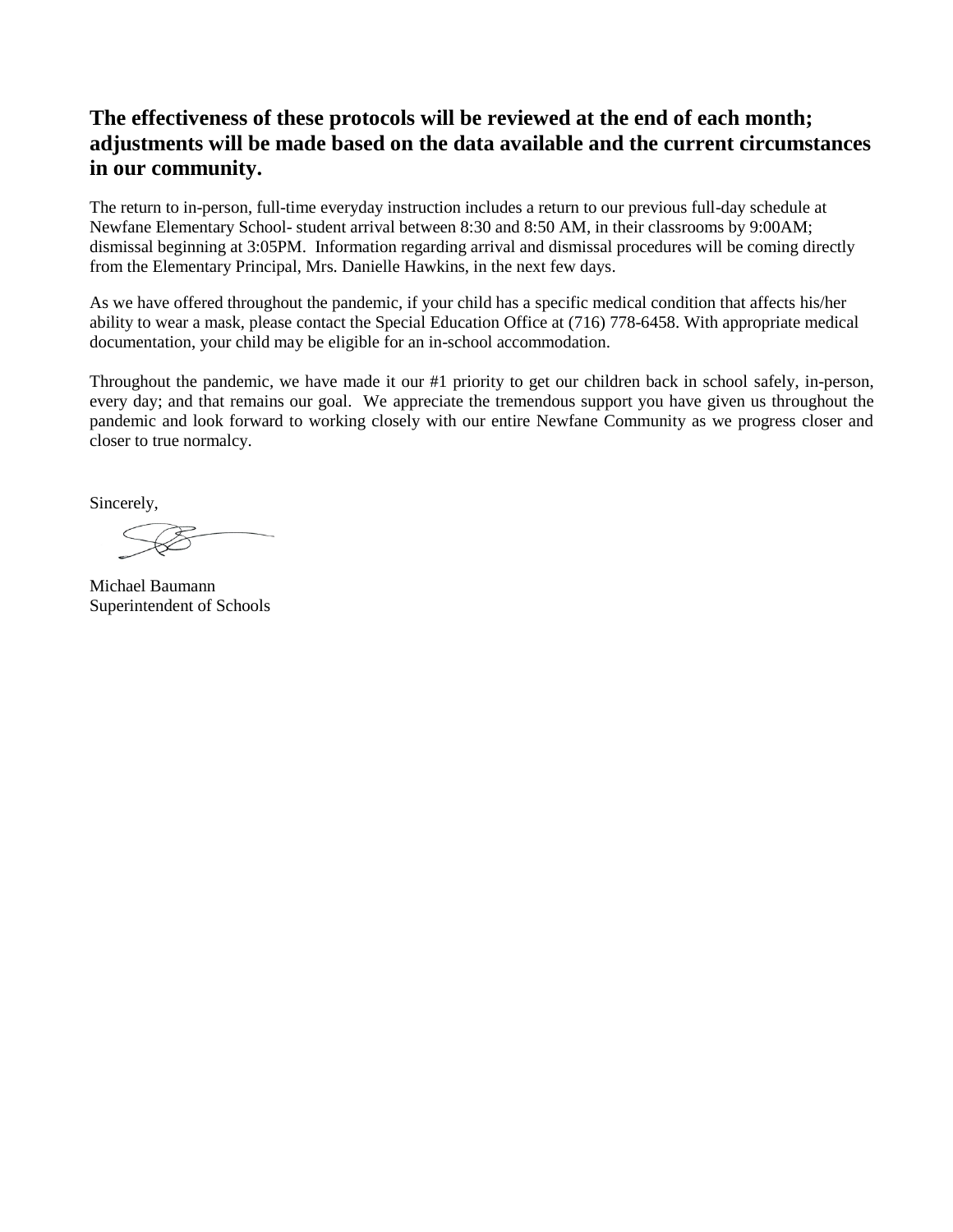**The effectiveness of these protocols will be reviewed at the end of each month; adjustments will be made based on the data available and the current circumstances in our community.**

The return to in-person, full-time everyday instruction includes a return to our previous full-day schedule at Newfane Elementary School- student arrival between 8:30 and 8:50 AM, in their classrooms by 9:00AM; dismissal beginning at 3:05PM. Information regarding arrival and dismissal procedures will be coming directly from the Elementary Principal, Mrs. Danielle Hawkins, in the next few days.

As we have offered throughout the pandemic, if your child has a specific medical condition that affects his/her ability to wear a mask, please contact the Special Education Office at (716) 778-6458. With appropriate medical documentation, your child may be eligible for an in-school accommodation.

Throughout the pandemic, we have made it our #1 priority to get our children back in school safely, in-person, every day; and that remains our goal. We appreciate the tremendous support you have given us throughout the pandemic and look forward to working closely with our entire Newfane Community as we progress closer and closer to true normalcy.

Sincerely,

Michael Baumann
Superintendent of Schools